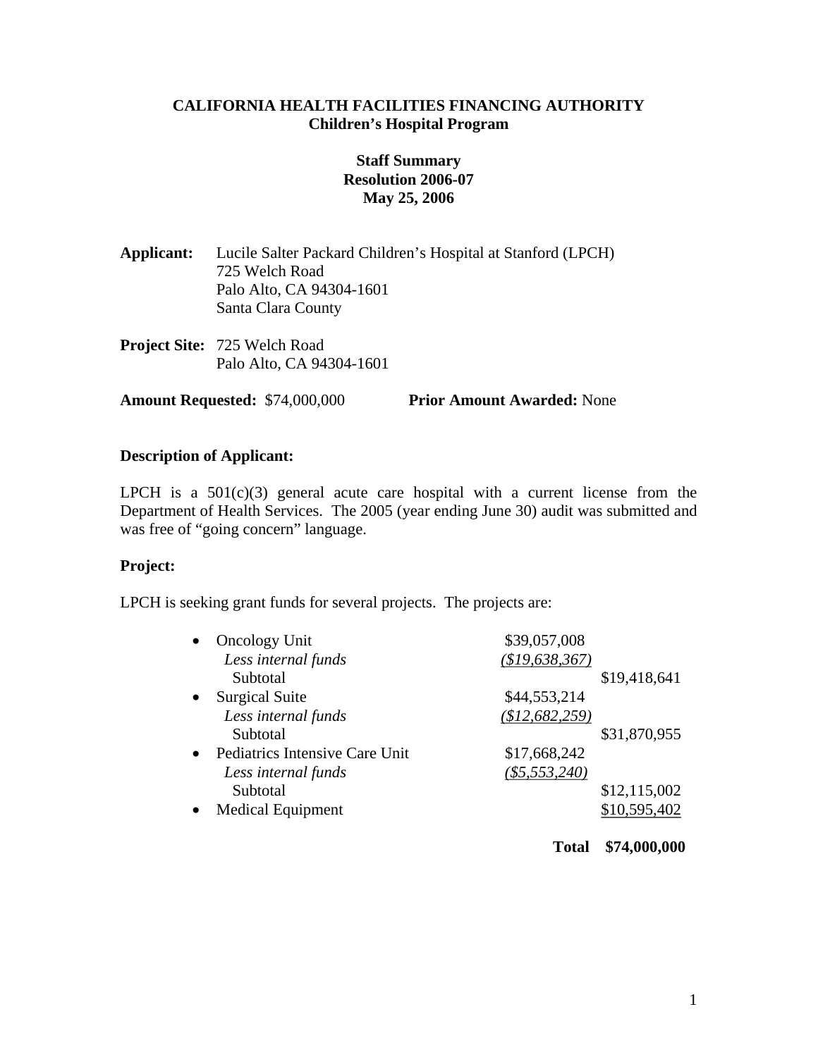**CALIFORNIA HEALTH FACILITIES FINANCING AUTHORITY**
**Children's Hospital Program**

**Staff Summary**
**Resolution 2006-07**
**May 25, 2006**

**Applicant:** Lucile Salter Packard Children's Hospital at Stanford (LPCH)
725 Welch Road
Palo Alto, CA 94304-1601
Santa Clara County

**Project Site:** 725 Welch Road
Palo Alto, CA 94304-1601

**Amount Requested:** $74,000,000 **Prior Amount Awarded:** None

### Description of Applicant:

LPCH is a 501(c)(3) general acute care hospital with a current license from the Department of Health Services. The 2005 (year ending June 30) audit was submitted and was free of "going concern" language.

### Project:

LPCH is seeking grant funds for several projects. The projects are:

| | | |
|---|---|---|
| • Oncology Unit | $39,057,008 | |
| *Less internal funds* | *($19,638,367)* | |
| Subtotal | | $19,418,641 |
| • Surgical Suite | $44,553,214 | |
| *Less internal funds* | *($12,682,259)* | |
| Subtotal | | $31,870,955 |
| • Pediatrics Intensive Care Unit | $17,668,242 | |
| *Less internal funds* | *($5,553,240)* | |
| Subtotal | | $12,115,002 |
| • Medical Equipment | | $10,595,402 |
| | **Total** | **$74,000,000** |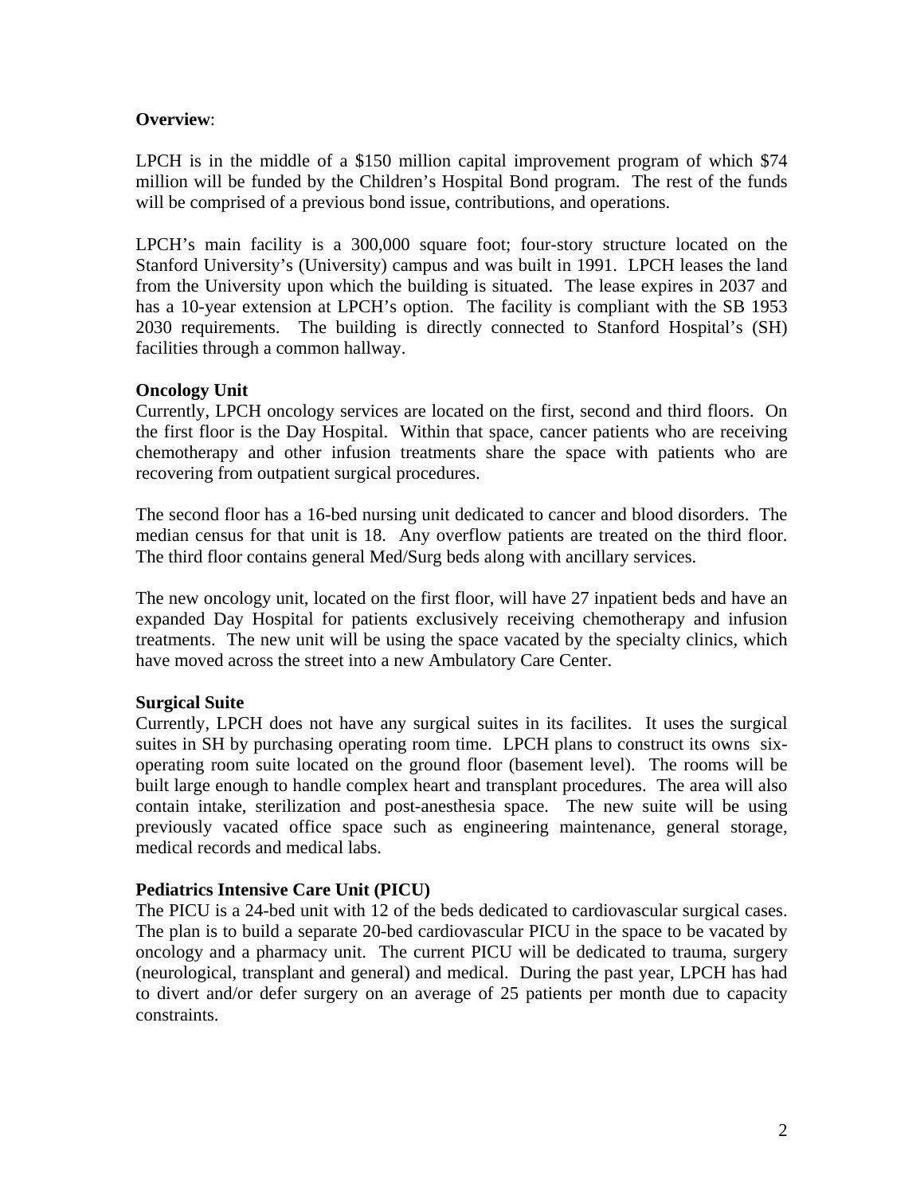**Overview**:

LPCH is in the middle of a $150 million capital improvement program of which $74 million will be funded by the Children's Hospital Bond program. The rest of the funds will be comprised of a previous bond issue, contributions, and operations.

LPCH's main facility is a 300,000 square foot; four-story structure located on the Stanford University's (University) campus and was built in 1991. LPCH leases the land from the University upon which the building is situated. The lease expires in 2037 and has a 10-year extension at LPCH's option. The facility is compliant with the SB 1953 2030 requirements. The building is directly connected to Stanford Hospital's (SH) facilities through a common hallway.

**Oncology Unit**

Currently, LPCH oncology services are located on the first, second and third floors. On the first floor is the Day Hospital. Within that space, cancer patients who are receiving chemotherapy and other infusion treatments share the space with patients who are recovering from outpatient surgical procedures.

The second floor has a 16-bed nursing unit dedicated to cancer and blood disorders. The median census for that unit is 18. Any overflow patients are treated on the third floor. The third floor contains general Med/Surg beds along with ancillary services.

The new oncology unit, located on the first floor, will have 27 inpatient beds and have an expanded Day Hospital for patients exclusively receiving chemotherapy and infusion treatments. The new unit will be using the space vacated by the specialty clinics, which have moved across the street into a new Ambulatory Care Center.

**Surgical Suite**

Currently, LPCH does not have any surgical suites in its facilites. It uses the surgical suites in SH by purchasing operating room time. LPCH plans to construct its owns six-operating room suite located on the ground floor (basement level). The rooms will be built large enough to handle complex heart and transplant procedures. The area will also contain intake, sterilization and post-anesthesia space. The new suite will be using previously vacated office space such as engineering maintenance, general storage, medical records and medical labs.

**Pediatrics Intensive Care Unit (PICU)**

The PICU is a 24-bed unit with 12 of the beds dedicated to cardiovascular surgical cases. The plan is to build a separate 20-bed cardiovascular PICU in the space to be vacated by oncology and a pharmacy unit. The current PICU will be dedicated to trauma, surgery (neurological, transplant and general) and medical. During the past year, LPCH has had to divert and/or defer surgery on an average of 25 patients per month due to capacity constraints.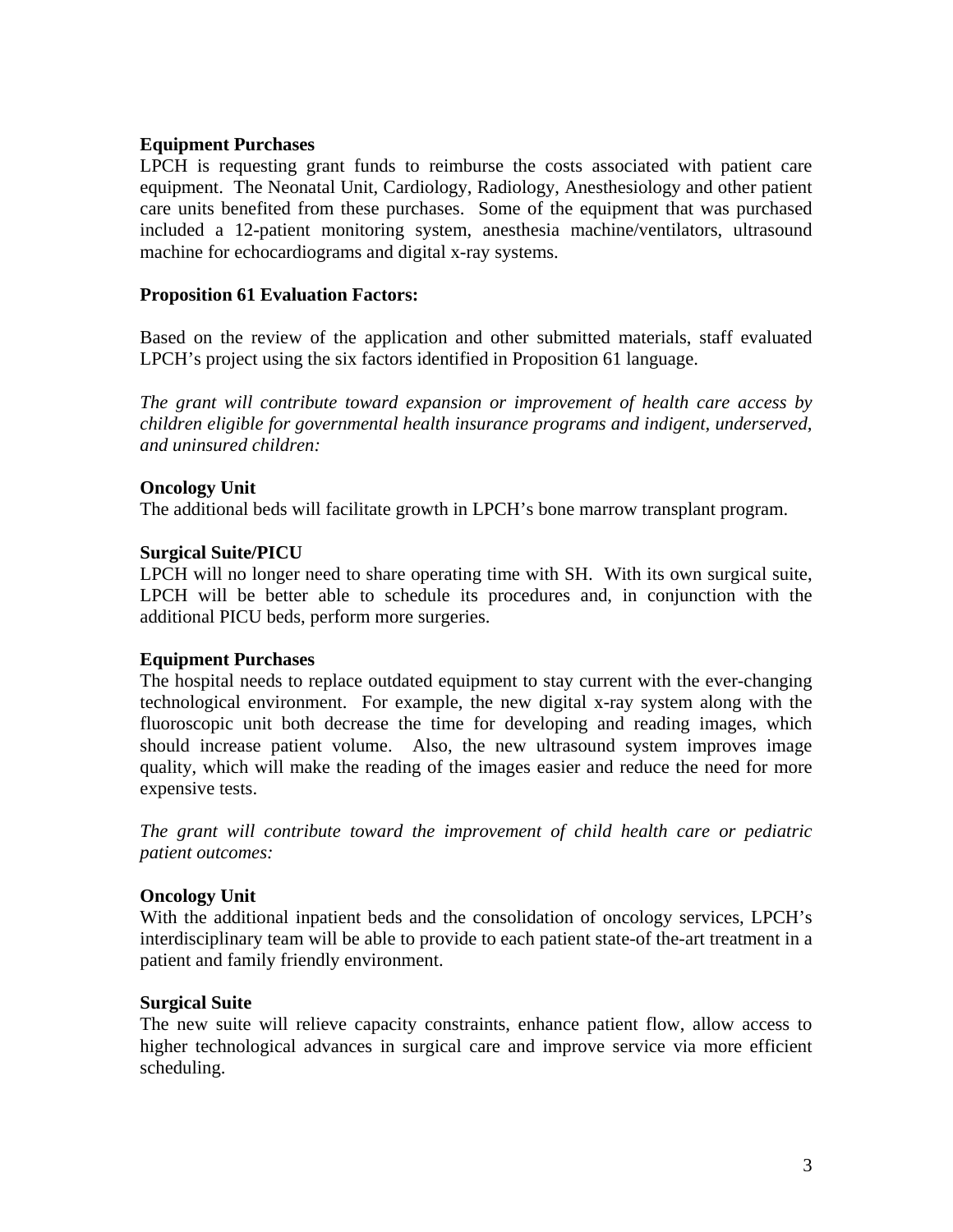**Equipment Purchases**

LPCH is requesting grant funds to reimburse the costs associated with patient care equipment. The Neonatal Unit, Cardiology, Radiology, Anesthesiology and other patient care units benefited from these purchases. Some of the equipment that was purchased included a 12-patient monitoring system, anesthesia machine/ventilators, ultrasound machine for echocardiograms and digital x-ray systems.

**Proposition 61 Evaluation Factors:**

Based on the review of the application and other submitted materials, staff evaluated LPCH's project using the six factors identified in Proposition 61 language.

*The grant will contribute toward expansion or improvement of health care access by children eligible for governmental health insurance programs and indigent, underserved, and uninsured children:*

**Oncology Unit**

The additional beds will facilitate growth in LPCH's bone marrow transplant program.

**Surgical Suite/PICU**

LPCH will no longer need to share operating time with SH. With its own surgical suite, LPCH will be better able to schedule its procedures and, in conjunction with the additional PICU beds, perform more surgeries.

**Equipment Purchases**

The hospital needs to replace outdated equipment to stay current with the ever-changing technological environment. For example, the new digital x-ray system along with the fluoroscopic unit both decrease the time for developing and reading images, which should increase patient volume. Also, the new ultrasound system improves image quality, which will make the reading of the images easier and reduce the need for more expensive tests.

*The grant will contribute toward the improvement of child health care or pediatric patient outcomes:*

**Oncology Unit**

With the additional inpatient beds and the consolidation of oncology services, LPCH's interdisciplinary team will be able to provide to each patient state-of the-art treatment in a patient and family friendly environment.

**Surgical Suite**

The new suite will relieve capacity constraints, enhance patient flow, allow access to higher technological advances in surgical care and improve service via more efficient scheduling.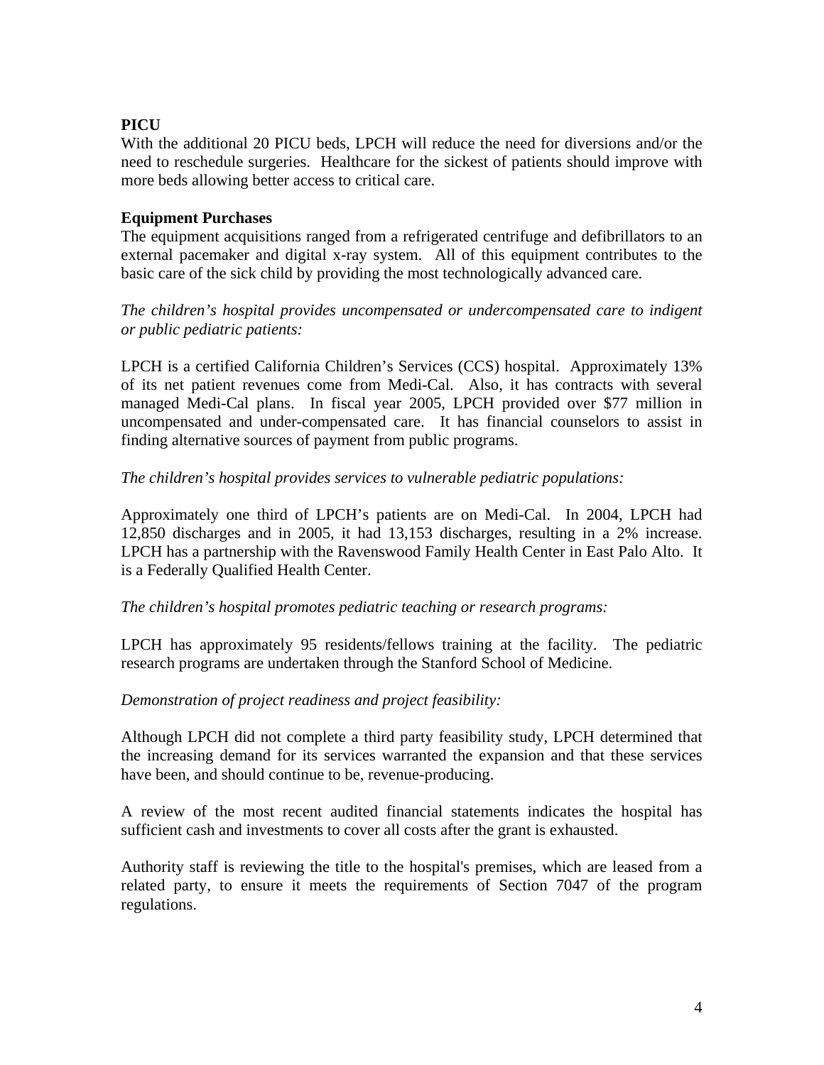**PICU**

With the additional 20 PICU beds, LPCH will reduce the need for diversions and/or the need to reschedule surgeries. Healthcare for the sickest of patients should improve with more beds allowing better access to critical care.

**Equipment Purchases**

The equipment acquisitions ranged from a refrigerated centrifuge and defibrillators to an external pacemaker and digital x-ray system. All of this equipment contributes to the basic care of the sick child by providing the most technologically advanced care.

*The children's hospital provides uncompensated or undercompensated care to indigent or public pediatric patients:*

LPCH is a certified California Children's Services (CCS) hospital. Approximately 13% of its net patient revenues come from Medi-Cal. Also, it has contracts with several managed Medi-Cal plans. In fiscal year 2005, LPCH provided over $77 million in uncompensated and under-compensated care. It has financial counselors to assist in finding alternative sources of payment from public programs.

*The children's hospital provides services to vulnerable pediatric populations:*

Approximately one third of LPCH's patients are on Medi-Cal. In 2004, LPCH had 12,850 discharges and in 2005, it had 13,153 discharges, resulting in a 2% increase. LPCH has a partnership with the Ravenswood Family Health Center in East Palo Alto. It is a Federally Qualified Health Center.

*The children's hospital promotes pediatric teaching or research programs:*

LPCH has approximately 95 residents/fellows training at the facility. The pediatric research programs are undertaken through the Stanford School of Medicine.

*Demonstration of project readiness and project feasibility:*

Although LPCH did not complete a third party feasibility study, LPCH determined that the increasing demand for its services warranted the expansion and that these services have been, and should continue to be, revenue-producing.

A review of the most recent audited financial statements indicates the hospital has sufficient cash and investments to cover all costs after the grant is exhausted.

Authority staff is reviewing the title to the hospital's premises, which are leased from a related party, to ensure it meets the requirements of Section 7047 of the program regulations.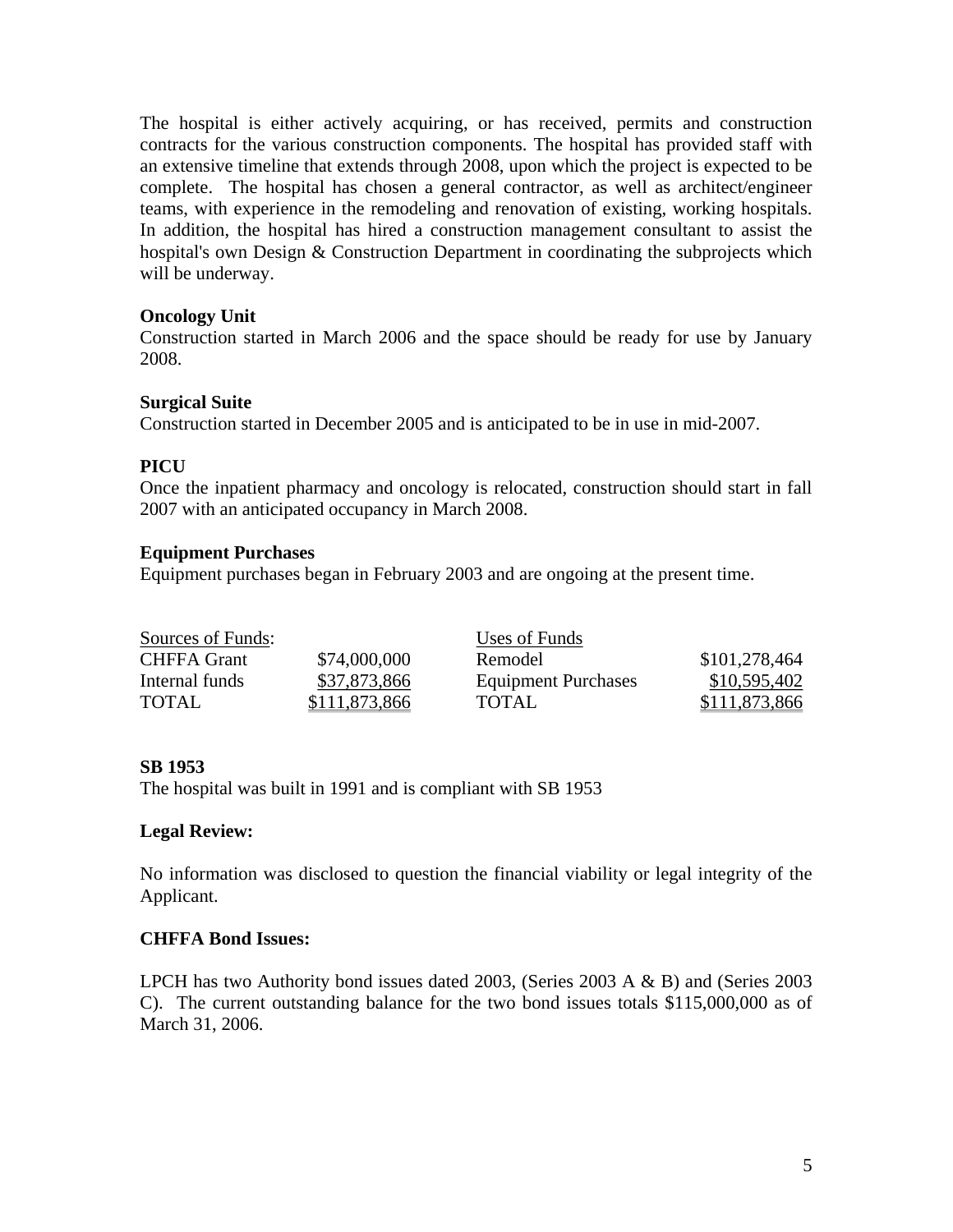The hospital is either actively acquiring, or has received, permits and construction contracts for the various construction components. The hospital has provided staff with an extensive timeline that extends through 2008, upon which the project is expected to be complete. The hospital has chosen a general contractor, as well as architect/engineer teams, with experience in the remodeling and renovation of existing, working hospitals. In addition, the hospital has hired a construction management consultant to assist the hospital's own Design & Construction Department in coordinating the subprojects which will be underway.

**Oncology Unit**
Construction started in March 2006 and the space should be ready for use by January 2008.

**Surgical Suite**
Construction started in December 2005 and is anticipated to be in use in mid-2007.

**PICU**
Once the inpatient pharmacy and oncology is relocated, construction should start in fall 2007 with an anticipated occupancy in March 2008.

**Equipment Purchases**
Equipment purchases began in February 2003 and are ongoing at the present time.

| Sources of Funds: | | Uses of Funds | |
|---|---|---|---|
| CHFFA Grant | $74,000,000 | Remodel | $101,278,464 |
| Internal funds | $37,873,866 | Equipment Purchases | $10,595,402 |
| TOTAL | $111,873,866 | TOTAL | $111,873,866 |

**SB 1953**
The hospital was built in 1991 and is compliant with SB 1953

**Legal Review:**

No information was disclosed to question the financial viability or legal integrity of the Applicant.

**CHFFA Bond Issues:**

LPCH has two Authority bond issues dated 2003, (Series 2003 A & B) and (Series 2003 C). The current outstanding balance for the two bond issues totals $115,000,000 as of March 31, 2006.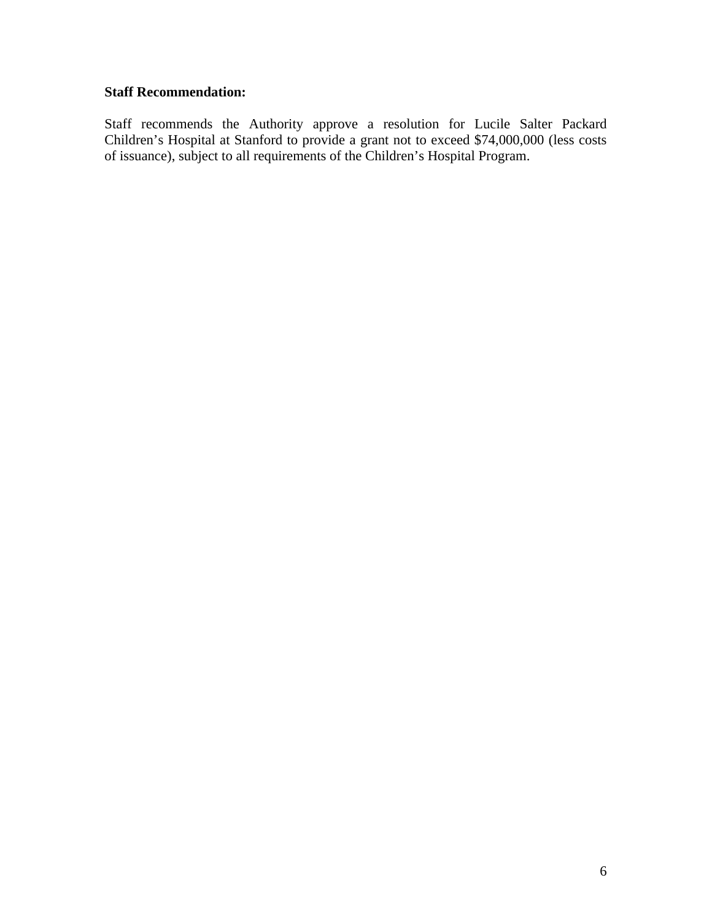**Staff Recommendation:**

Staff recommends the Authority approve a resolution for Lucile Salter Packard Children's Hospital at Stanford to provide a grant not to exceed $74,000,000 (less costs of issuance), subject to all requirements of the Children's Hospital Program.